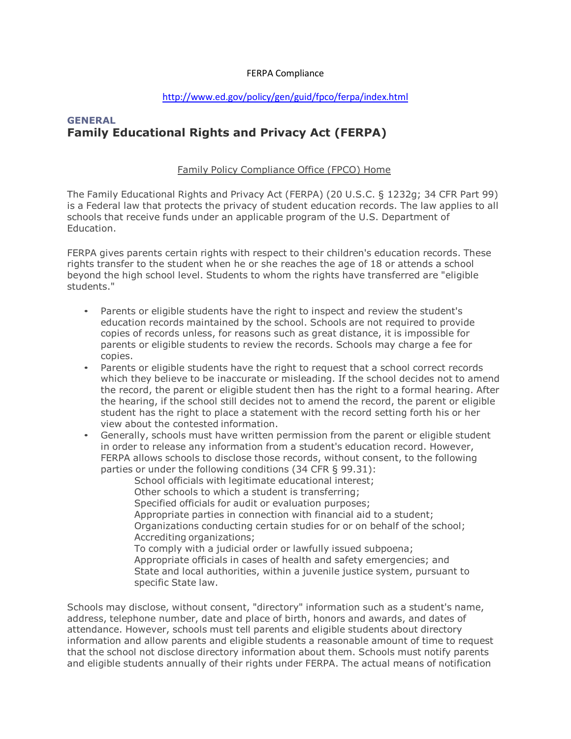FERPA Compliance

http://www.ed.gov/policy/gen/guid/fpco/ferpa/index.html

**GENERAL**

# Family Educational Rights and Privacy Act (FERPA)

Family Policy Compliance Office (FPCO) Home

The Family Educational Rights and Privacy Act (FERPA) (20 U.S.C. § 1232g; 34 CFR Part 99) is a Federal law that protects the privacy of student education records. The law applies to all schools that receive funds under an applicable program of the U.S. Department of Education.

FERPA gives parents certain rights with respect to their children's education records. These rights transfer to the student when he or she reaches the age of 18 or attends a school beyond the high school level. Students to whom the rights have transferred are "eligible students."

- Parents or eligible students have the right to inspect and review the student's education records maintained by the school. Schools are not required to provide copies of records unless, for reasons such as great distance, it is impossible for parents or eligible students to review the records. Schools may charge a fee for copies.
- Parents or eligible students have the right to request that a school correct records which they believe to be inaccurate or misleading. If the school decides not to amend the record, the parent or eligible student then has the right to a formal hearing. After the hearing, if the school still decides not to amend the record, the parent or eligible student has the right to place a statement with the record setting forth his or her view about the contested information.
- Generally, schools must have written permission from the parent or eligible student in order to release any information from a student's education record. However, FERPA allows schools to disclose those records, without consent, to the following parties or under the following conditions (34 CFR § 99.31):
  - School officials with legitimate educational interest;
  - Other schools to which a student is transferring;
  - Specified officials for audit or evaluation purposes;
  - Appropriate parties in connection with financial aid to a student;
  - Organizations conducting certain studies for or on behalf of the school;
  - Accrediting organizations;
  - To comply with a judicial order or lawfully issued subpoena;
  - Appropriate officials in cases of health and safety emergencies; and
  - State and local authorities, within a juvenile justice system, pursuant to specific State law.

Schools may disclose, without consent, "directory" information such as a student's name, address, telephone number, date and place of birth, honors and awards, and dates of attendance. However, schools must tell parents and eligible students about directory information and allow parents and eligible students a reasonable amount of time to request that the school not disclose directory information about them. Schools must notify parents and eligible students annually of their rights under FERPA. The actual means of notification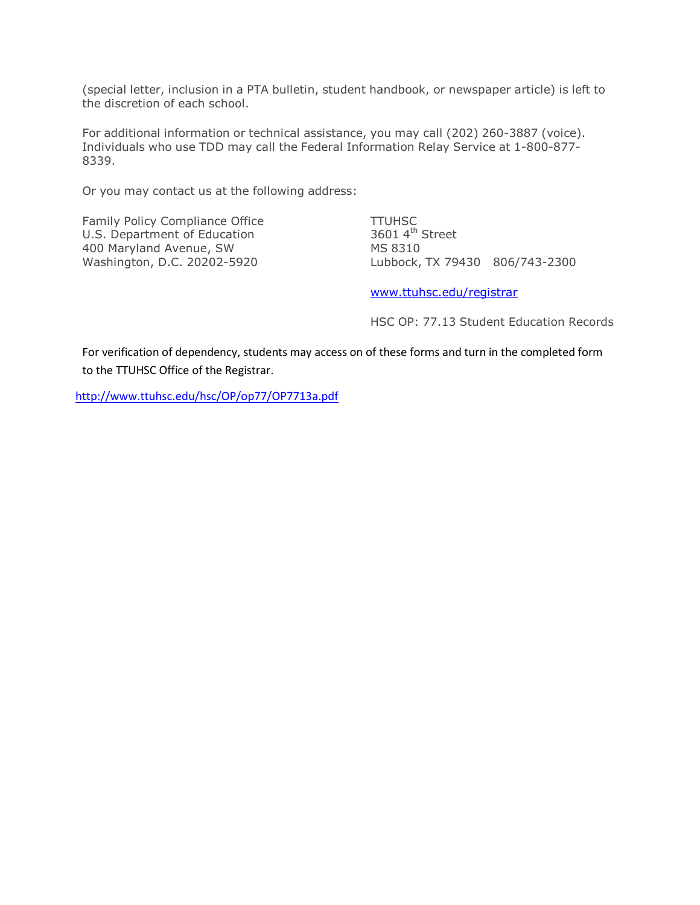(special letter, inclusion in a PTA bulletin, student handbook, or newspaper article) is left to the discretion of each school.

For additional information or technical assistance, you may call (202) 260-3887 (voice). Individuals who use TDD may call the Federal Information Relay Service at 1-800-877-8339.

Or you may contact us at the following address:

Family Policy Compliance Office
U.S. Department of Education
400 Maryland Avenue, SW
Washington, D.C. 20202-5920

TTUHSC
3601 4th Street
MS 8310
Lubbock, TX 79430   806/743-2300

www.ttuhsc.edu/registrar

HSC OP: 77.13 Student Education Records

For verification of dependency, students may access on of these forms and turn in the completed form to the TTUHSC Office of the Registrar.

http://www.ttuhsc.edu/hsc/OP/op77/OP7713a.pdf